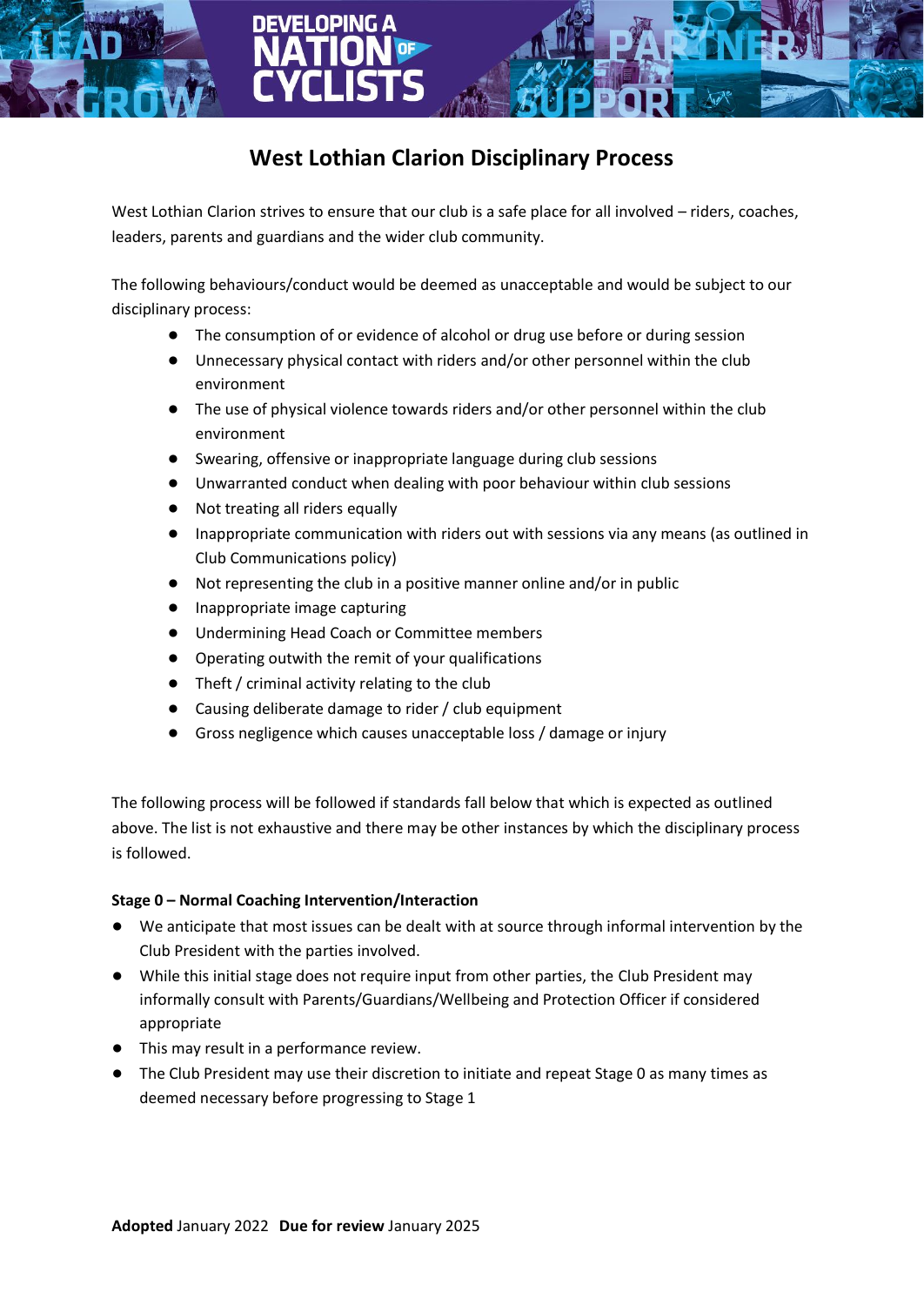# West Lothian Clarion Disciplinary Process

West Lothian Clarion strives to ensure that our club is a safe place for all involved – riders, coaches, leaders, parents and guardians and the wider club community.

The following behaviours/conduct would be deemed as unacceptable and would be subject to our disciplinary process:

- The consumption of or evidence of alcohol or drug use before or during session
- Unnecessary physical contact with riders and/or other personnel within the club environment
- The use of physical violence towards riders and/or other personnel within the club environment
- Swearing, offensive or inappropriate language during club sessions
- Unwarranted conduct when dealing with poor behaviour within club sessions
- Not treating all riders equally
- Inappropriate communication with riders out with sessions via any means (as outlined in Club Communications policy)
- Not representing the club in a positive manner online and/or in public
- Inappropriate image capturing
- Undermining Head Coach or Committee members
- Operating outwith the remit of your qualifications
- Theft / criminal activity relating to the club
- Causing deliberate damage to rider / club equipment
- Gross negligence which causes unacceptable loss / damage or injury

The following process will be followed if standards fall below that which is expected as outlined above. The list is not exhaustive and there may be other instances by which the disciplinary process is followed.

**Stage 0 – Normal Coaching Intervention/Interaction**

- We anticipate that most issues can be dealt with at source through informal intervention by the Club President with the parties involved.
- While this initial stage does not require input from other parties, the Club President may informally consult with Parents/Guardians/Wellbeing and Protection Officer if considered appropriate
- This may result in a performance review.
- The Club President may use their discretion to initiate and repeat Stage 0 as many times as deemed necessary before progressing to Stage 1

**Adopted** January 2022 **Due for review** January 2025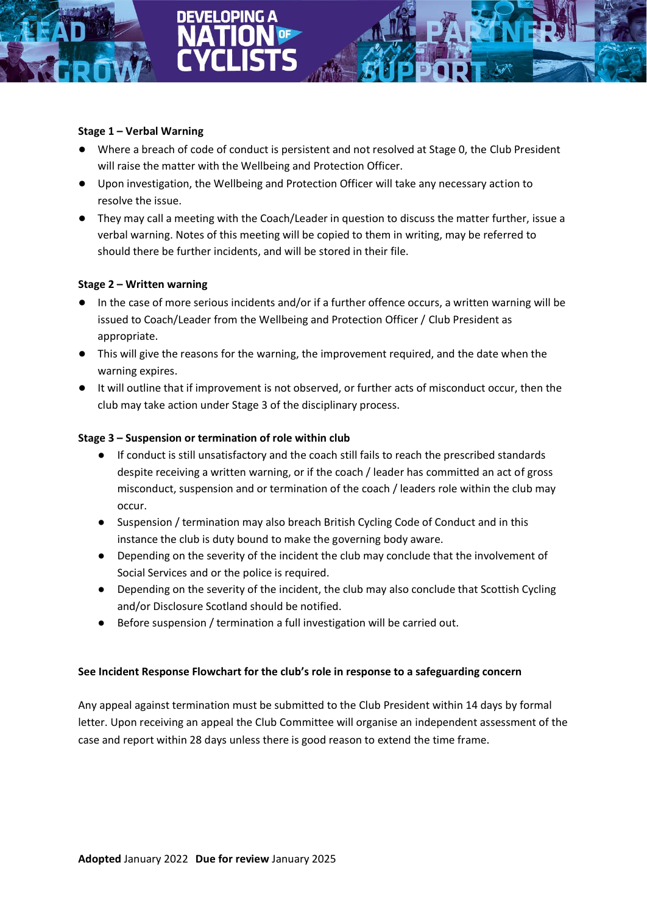**Stage 1 – Verbal Warning**

- Where a breach of code of conduct is persistent and not resolved at Stage 0, the Club President will raise the matter with the Wellbeing and Protection Officer.
- Upon investigation, the Wellbeing and Protection Officer will take any necessary action to resolve the issue.
- They may call a meeting with the Coach/Leader in question to discuss the matter further, issue a verbal warning. Notes of this meeting will be copied to them in writing, may be referred to should there be further incidents, and will be stored in their file.

**Stage 2 – Written warning**

- In the case of more serious incidents and/or if a further offence occurs, a written warning will be issued to Coach/Leader from the Wellbeing and Protection Officer / Club President as appropriate.
- This will give the reasons for the warning, the improvement required, and the date when the warning expires.
- It will outline that if improvement is not observed, or further acts of misconduct occur, then the club may take action under Stage 3 of the disciplinary process.

**Stage 3 – Suspension or termination of role within club**

- If conduct is still unsatisfactory and the coach still fails to reach the prescribed standards despite receiving a written warning, or if the coach / leader has committed an act of gross misconduct, suspension and or termination of the coach / leaders role within the club may occur.
- Suspension / termination may also breach British Cycling Code of Conduct and in this instance the club is duty bound to make the governing body aware.
- Depending on the severity of the incident the club may conclude that the involvement of Social Services and or the police is required.
- Depending on the severity of the incident, the club may also conclude that Scottish Cycling and/or Disclosure Scotland should be notified.
- Before suspension / termination a full investigation will be carried out.

**See Incident Response Flowchart for the club's role in response to a safeguarding concern**

Any appeal against termination must be submitted to the Club President within 14 days by formal letter. Upon receiving an appeal the Club Committee will organise an independent assessment of the case and report within 28 days unless there is good reason to extend the time frame.

**Adopted** January 2022 **Due for review** January 2025